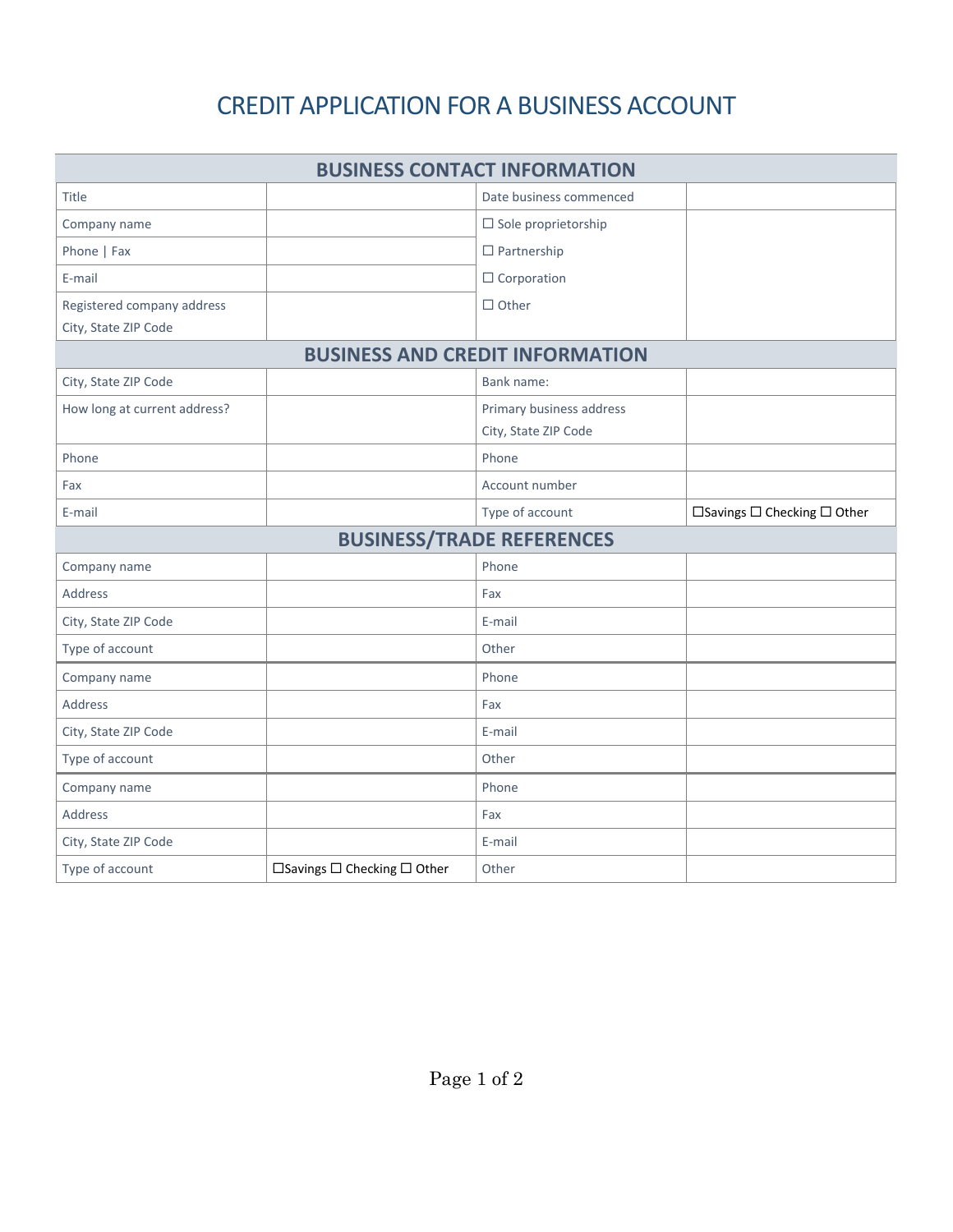# CREDIT APPLICATION FOR A BUSINESS ACCOUNT

| BUSINESS CONTACT INFORMATION | | | |
|---|---|---|---|
| Title | | Date business commenced | |
| Company name | | ☐ Sole proprietorship | |
| Phone \| Fax | | ☐ Partnership | |
| E-mail | | ☐ Corporation | |
| Registered company address<br>City, State ZIP Code | | ☐ Other | |
| **BUSINESS AND CREDIT INFORMATION** | | | |
| City, State ZIP Code | | Bank name: | |
| How long at current address? | | Primary business address<br>City, State ZIP Code | |
| Phone | | Phone | |
| Fax | | Account number | |
| E-mail | | Type of account | ☐Savings ☐ Checking ☐ Other |
| **BUSINESS/TRADE REFERENCES** | | | |
| Company name | | Phone | |
| Address | | Fax | |
| City, State ZIP Code | | E-mail | |
| Type of account | | Other | |
| Company name | | Phone | |
| Address | | Fax | |
| City, State ZIP Code | | E-mail | |
| Type of account | | Other | |
| Company name | | Phone | |
| Address | | Fax | |
| City, State ZIP Code | | E-mail | |
| Type of account | ☐Savings ☐ Checking ☐ Other | Other | |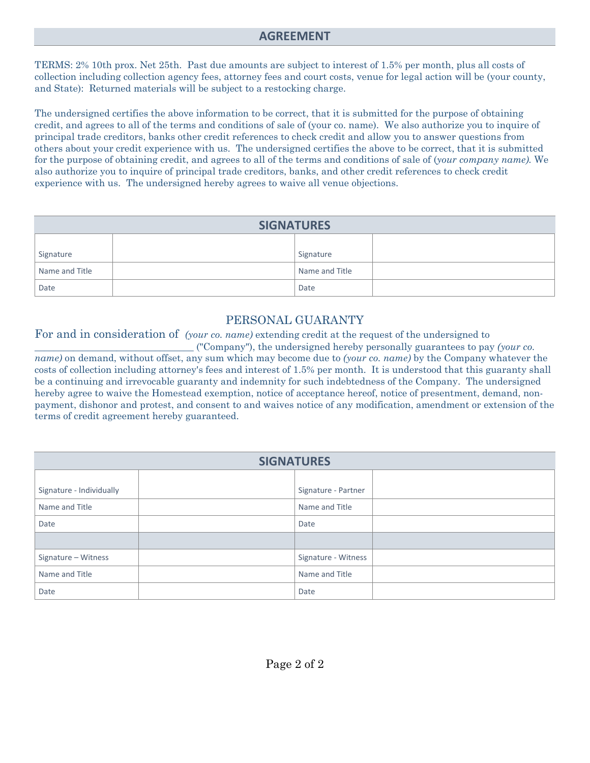## AGREEMENT

TERMS: 2% 10th prox. Net 25th. Past due amounts are subject to interest of 1.5% per month, plus all costs of collection including collection agency fees, attorney fees and court costs, venue for legal action will be (your county, and State): Returned materials will be subject to a restocking charge.

The undersigned certifies the above information to be correct, that it is submitted for the purpose of obtaining credit, and agrees to all of the terms and conditions of sale of (your co. name). We also authorize you to inquire of principal trade creditors, banks other credit references to check credit and allow you to answer questions from others about your credit experience with us. The undersigned certifies the above to be correct, that it is submitted for the purpose of obtaining credit, and agrees to all of the terms and conditions of sale of (*your company name*). We also authorize you to inquire of principal trade creditors, banks, and other credit references to check credit experience with us. The undersigned hereby agrees to waive all venue objections.

## SIGNATURES

| | | | |
|---|---|---|---|
| Signature | | Signature | |
| Name and Title | | Name and Title | |
| Date | | Date | |

## PERSONAL GUARANTY

For and in consideration of *(your co. name)* extending credit at the request of the undersigned to ______________________________ ("Company"), the undersigned hereby personally guarantees to pay *(your co. name)* on demand, without offset, any sum which may become due to *(your co. name)* by the Company whatever the costs of collection including attorney's fees and interest of 1.5% per month. It is understood that this guaranty shall be a continuing and irrevocable guaranty and indemnity for such indebtedness of the Company. The undersigned hereby agree to waive the Homestead exemption, notice of acceptance hereof, notice of presentment, demand, non-payment, dishonor and protest, and consent to and waives notice of any modification, amendment or extension of the terms of credit agreement hereby guaranteed.

## SIGNATURES

| | | | |
|---|---|---|---|
| Signature - Individually | | Signature - Partner | |
| Name and Title | | Name and Title | |
| Date | | Date | |
| | | | |
| Signature – Witness | | Signature - Witness | |
| Name and Title | | Name and Title | |
| Date | | Date | |